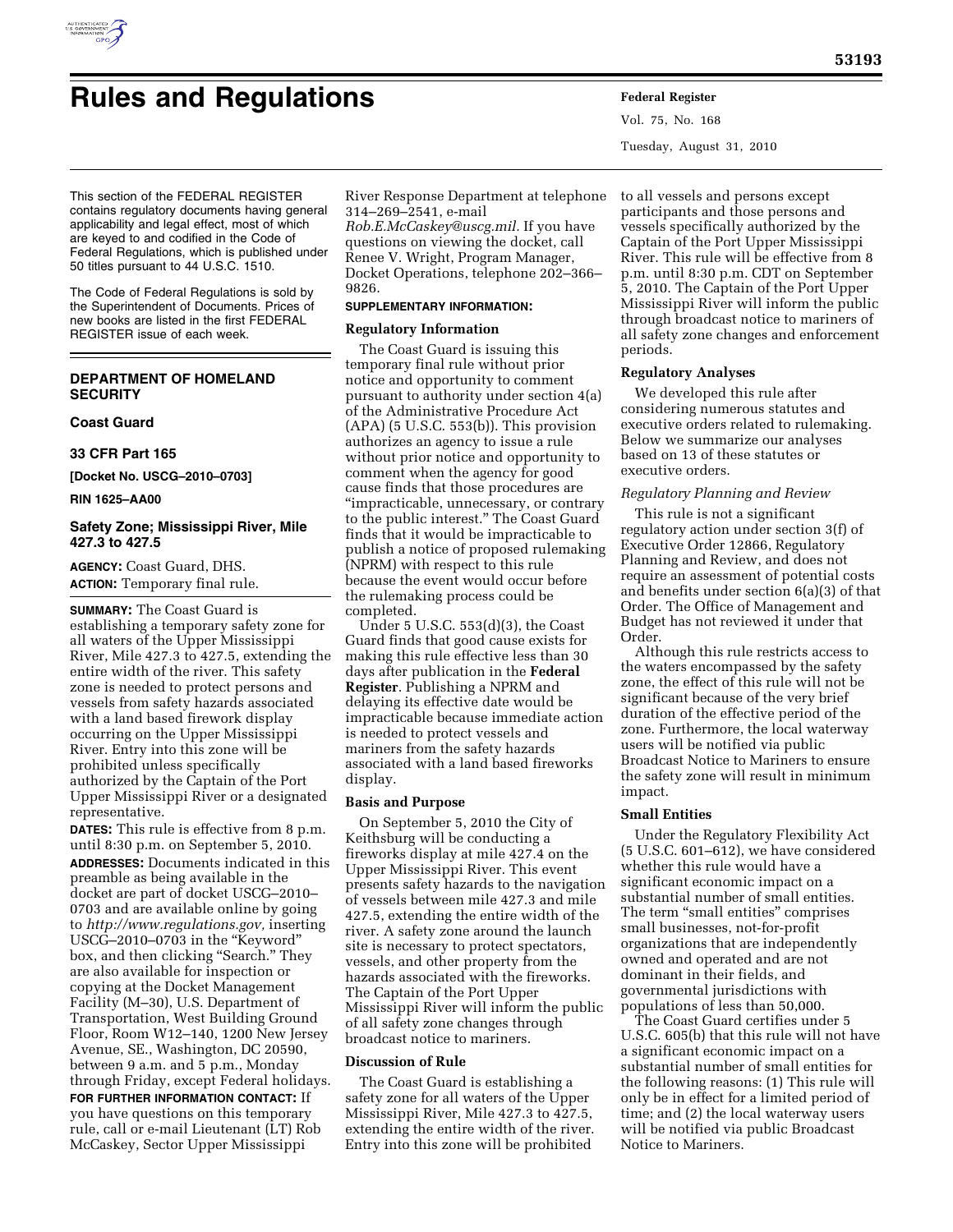# Rules and Regulations

This section of the FEDERAL REGISTER contains regulatory documents having general applicability and legal effect, most of which are keyed to and codified in the Code of Federal Regulations, which is published under 50 titles pursuant to 44 U.S.C. 1510.

The Code of Federal Regulations is sold by the Superintendent of Documents. Prices of new books are listed in the first FEDERAL REGISTER issue of each week.

## DEPARTMENT OF HOMELAND SECURITY

### Coast Guard

### 33 CFR Part 165

**[Docket No. USCG–2010–0703]**

**RIN 1625–AA00**

### Safety Zone; Mississippi River, Mile 427.3 to 427.5

**AGENCY:** Coast Guard, DHS.

**ACTION:** Temporary final rule.

**SUMMARY:** The Coast Guard is establishing a temporary safety zone for all waters of the Upper Mississippi River, Mile 427.3 to 427.5, extending the entire width of the river. This safety zone is needed to protect persons and vessels from safety hazards associated with a land based firework display occurring on the Upper Mississippi River. Entry into this zone will be prohibited unless specifically authorized by the Captain of the Port Upper Mississippi River or a designated representative.

**DATES:** This rule is effective from 8 p.m. until 8:30 p.m. on September 5, 2010.

**ADDRESSES:** Documents indicated in this preamble as being available in the docket are part of docket USCG–2010–0703 and are available online by going to *http://www.regulations.gov,* inserting USCG–2010–0703 in the "Keyword" box, and then clicking "Search." They are also available for inspection or copying at the Docket Management Facility (M–30), U.S. Department of Transportation, West Building Ground Floor, Room W12–140, 1200 New Jersey Avenue, SE., Washington, DC 20590, between 9 a.m. and 5 p.m., Monday through Friday, except Federal holidays.

**FOR FURTHER INFORMATION CONTACT:** If you have questions on this temporary rule, call or e-mail Lieutenant (LT) Rob McCaskey, Sector Upper Mississippi River Response Department at telephone 314–269–2541, e-mail *Rob.E.McCaskey@uscg.mil.* If you have questions on viewing the docket, call Renee V. Wright, Program Manager, Docket Operations, telephone 202–366–9826.

**SUPPLEMENTARY INFORMATION:**

#### Regulatory Information

The Coast Guard is issuing this temporary final rule without prior notice and opportunity to comment pursuant to authority under section 4(a) of the Administrative Procedure Act (APA) (5 U.S.C. 553(b)). This provision authorizes an agency to issue a rule without prior notice and opportunity to comment when the agency for good cause finds that those procedures are "impracticable, unnecessary, or contrary to the public interest." The Coast Guard finds that it would be impracticable to publish a notice of proposed rulemaking (NPRM) with respect to this rule because the event would occur before the rulemaking process could be completed.

Under 5 U.S.C. 553(d)(3), the Coast Guard finds that good cause exists for making this rule effective less than 30 days after publication in the **Federal Register**. Publishing a NPRM and delaying its effective date would be impracticable because immediate action is needed to protect vessels and mariners from the safety hazards associated with a land based fireworks display.

#### Basis and Purpose

On September 5, 2010 the City of Keithsburg will be conducting a fireworks display at mile 427.4 on the Upper Mississippi River. This event presents safety hazards to the navigation of vessels between mile 427.3 and mile 427.5, extending the entire width of the river. A safety zone around the launch site is necessary to protect spectators, vessels, and other property from the hazards associated with the fireworks. The Captain of the Port Upper Mississippi River will inform the public of all safety zone changes through broadcast notice to mariners.

#### Discussion of Rule

The Coast Guard is establishing a safety zone for all waters of the Upper Mississippi River, Mile 427.3 to 427.5, extending the entire width of the river. Entry into this zone will be prohibited to all vessels and persons except participants and those persons and vessels specifically authorized by the Captain of the Port Upper Mississippi River. This rule will be effective from 8 p.m. until 8:30 p.m. CDT on September 5, 2010. The Captain of the Port Upper Mississippi River will inform the public through broadcast notice to mariners of all safety zone changes and enforcement periods.

#### Regulatory Analyses

We developed this rule after considering numerous statutes and executive orders related to rulemaking. Below we summarize our analyses based on 13 of these statutes or executive orders.

*Regulatory Planning and Review*

This rule is not a significant regulatory action under section 3(f) of Executive Order 12866, Regulatory Planning and Review, and does not require an assessment of potential costs and benefits under section 6(a)(3) of that Order. The Office of Management and Budget has not reviewed it under that Order.

Although this rule restricts access to the waters encompassed by the safety zone, the effect of this rule will not be significant because of the very brief duration of the effective period of the zone. Furthermore, the local waterway users will be notified via public Broadcast Notice to Mariners to ensure the safety zone will result in minimum impact.

#### Small Entities

Under the Regulatory Flexibility Act (5 U.S.C. 601–612), we have considered whether this rule would have a significant economic impact on a substantial number of small entities. The term "small entities" comprises small businesses, not-for-profit organizations that are independently owned and operated and are not dominant in their fields, and governmental jurisdictions with populations of less than 50,000.

The Coast Guard certifies under 5 U.S.C. 605(b) that this rule will not have a significant economic impact on a substantial number of small entities for the following reasons: (1) This rule will only be in effect for a limited period of time; and (2) the local waterway users will be notified via public Broadcast Notice to Mariners.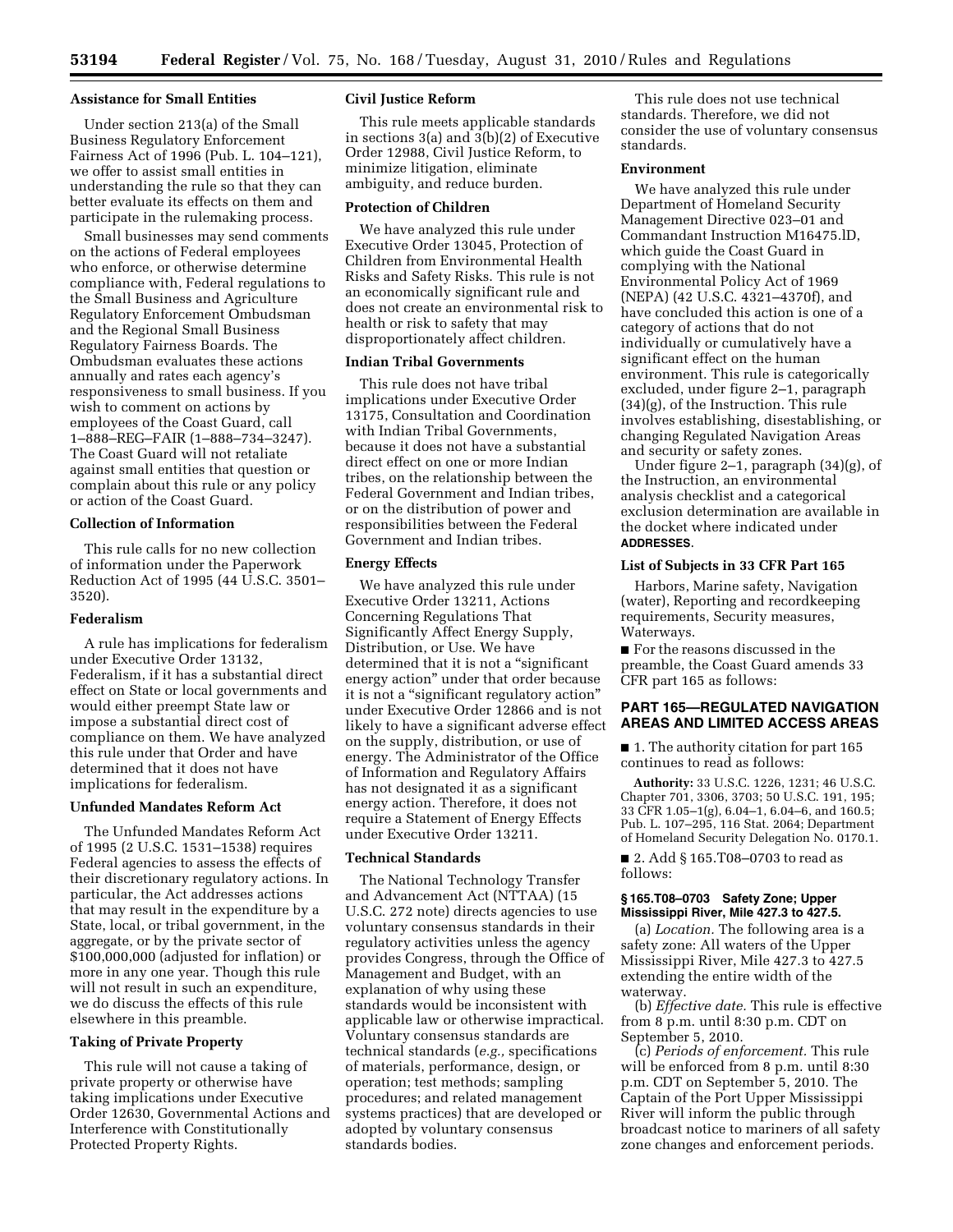**Assistance for Small Entities**

Under section 213(a) of the Small Business Regulatory Enforcement Fairness Act of 1996 (Pub. L. 104–121), we offer to assist small entities in understanding the rule so that they can better evaluate its effects on them and participate in the rulemaking process.

Small businesses may send comments on the actions of Federal employees who enforce, or otherwise determine compliance with, Federal regulations to the Small Business and Agriculture Regulatory Enforcement Ombudsman and the Regional Small Business Regulatory Fairness Boards. The Ombudsman evaluates these actions annually and rates each agency's responsiveness to small business. If you wish to comment on actions by employees of the Coast Guard, call 1–888–REG–FAIR (1–888–734–3247). The Coast Guard will not retaliate against small entities that question or complain about this rule or any policy or action of the Coast Guard.

**Collection of Information**

This rule calls for no new collection of information under the Paperwork Reduction Act of 1995 (44 U.S.C. 3501–3520).

**Federalism**

A rule has implications for federalism under Executive Order 13132, Federalism, if it has a substantial direct effect on State or local governments and would either preempt State law or impose a substantial direct cost of compliance on them. We have analyzed this rule under that Order and have determined that it does not have implications for federalism.

**Unfunded Mandates Reform Act**

The Unfunded Mandates Reform Act of 1995 (2 U.S.C. 1531–1538) requires Federal agencies to assess the effects of their discretionary regulatory actions. In particular, the Act addresses actions that may result in the expenditure by a State, local, or tribal government, in the aggregate, or by the private sector of $100,000,000 (adjusted for inflation) or more in any one year. Though this rule will not result in such an expenditure, we do discuss the effects of this rule elsewhere in this preamble.

**Taking of Private Property**

This rule will not cause a taking of private property or otherwise have taking implications under Executive Order 12630, Governmental Actions and Interference with Constitutionally Protected Property Rights.

**Civil Justice Reform**

This rule meets applicable standards in sections 3(a) and 3(b)(2) of Executive Order 12988, Civil Justice Reform, to minimize litigation, eliminate ambiguity, and reduce burden.

**Protection of Children**

We have analyzed this rule under Executive Order 13045, Protection of Children from Environmental Health Risks and Safety Risks. This rule is not an economically significant rule and does not create an environmental risk to health or risk to safety that may disproportionately affect children.

**Indian Tribal Governments**

This rule does not have tribal implications under Executive Order 13175, Consultation and Coordination with Indian Tribal Governments, because it does not have a substantial direct effect on one or more Indian tribes, on the relationship between the Federal Government and Indian tribes, or on the distribution of power and responsibilities between the Federal Government and Indian tribes.

**Energy Effects**

We have analyzed this rule under Executive Order 13211, Actions Concerning Regulations That Significantly Affect Energy Supply, Distribution, or Use. We have determined that it is not a "significant energy action" under that order because it is not a "significant regulatory action" under Executive Order 12866 and is not likely to have a significant adverse effect on the supply, distribution, or use of energy. The Administrator of the Office of Information and Regulatory Affairs has not designated it as a significant energy action. Therefore, it does not require a Statement of Energy Effects under Executive Order 13211.

**Technical Standards**

The National Technology Transfer and Advancement Act (NTTAA) (15 U.S.C. 272 note) directs agencies to use voluntary consensus standards in their regulatory activities unless the agency provides Congress, through the Office of Management and Budget, with an explanation of why using these standards would be inconsistent with applicable law or otherwise impractical. Voluntary consensus standards are technical standards (*e.g.,* specifications of materials, performance, design, or operation; test methods; sampling procedures; and related management systems practices) that are developed or adopted by voluntary consensus standards bodies.

This rule does not use technical standards. Therefore, we did not consider the use of voluntary consensus standards.

**Environment**

We have analyzed this rule under Department of Homeland Security Management Directive 023–01 and Commandant Instruction M16475.lD, which guide the Coast Guard in complying with the National Environmental Policy Act of 1969 (NEPA) (42 U.S.C. 4321–4370f), and have concluded this action is one of a category of actions that do not individually or cumulatively have a significant effect on the human environment. This rule is categorically excluded, under figure 2–1, paragraph (34)(g), of the Instruction. This rule involves establishing, disestablishing, or changing Regulated Navigation Areas and security or safety zones.

Under figure 2–1, paragraph (34)(g), of the Instruction, an environmental analysis checklist and a categorical exclusion determination are available in the docket where indicated under **ADDRESSES**.

**List of Subjects in 33 CFR Part 165**

Harbors, Marine safety, Navigation (water), Reporting and recordkeeping requirements, Security measures, Waterways.

■ For the reasons discussed in the preamble, the Coast Guard amends 33 CFR part 165 as follows:

## PART 165—REGULATED NAVIGATION AREAS AND LIMITED ACCESS AREAS

■ 1. The authority citation for part 165 continues to read as follows:

**Authority:** 33 U.S.C. 1226, 1231; 46 U.S.C. Chapter 701, 3306, 3703; 50 U.S.C. 191, 195; 33 CFR 1.05–1(g), 6.04–1, 6.04–6, and 160.5; Pub. L. 107–295, 116 Stat. 2064; Department of Homeland Security Delegation No. 0170.1.

■ 2. Add § 165.T08–0703 to read as follows:

**§ 165.T08–0703 Safety Zone; Upper Mississippi River, Mile 427.3 to 427.5.**

(a) *Location.* The following area is a safety zone: All waters of the Upper Mississippi River, Mile 427.3 to 427.5 extending the entire width of the waterway.

(b) *Effective date.* This rule is effective from 8 p.m. until 8:30 p.m. CDT on September 5, 2010.

(c) *Periods of enforcement.* This rule will be enforced from 8 p.m. until 8:30 p.m. CDT on September 5, 2010. The Captain of the Port Upper Mississippi River will inform the public through broadcast notice to mariners of all safety zone changes and enforcement periods.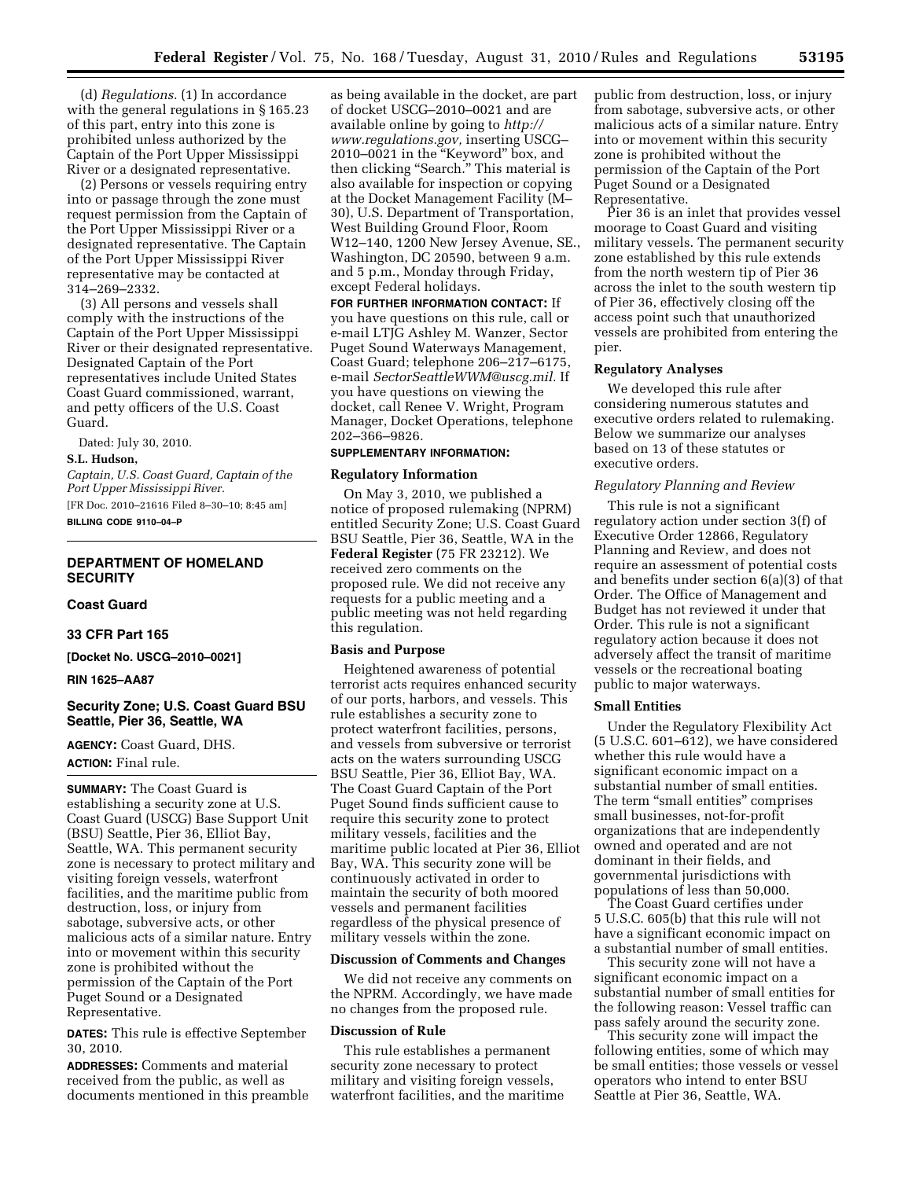(d) *Regulations.* (1) In accordance with the general regulations in § 165.23 of this part, entry into this zone is prohibited unless authorized by the Captain of the Port Upper Mississippi River or a designated representative.

(2) Persons or vessels requiring entry into or passage through the zone must request permission from the Captain of the Port Upper Mississippi River or a designated representative. The Captain of the Port Upper Mississippi River representative may be contacted at 314–269–2332.

(3) All persons and vessels shall comply with the instructions of the Captain of the Port Upper Mississippi River or their designated representative. Designated Captain of the Port representatives include United States Coast Guard commissioned, warrant, and petty officers of the U.S. Coast Guard.

Dated: July 30, 2010.

**S.L. Hudson,**

*Captain, U.S. Coast Guard, Captain of the Port Upper Mississippi River.*

[FR Doc. 2010–21616 Filed 8–30–10; 8:45 am]

**BILLING CODE 9110–04–P**

---

## DEPARTMENT OF HOMELAND SECURITY

### Coast Guard

### 33 CFR Part 165

**[Docket No. USCG–2010–0021]**

**RIN 1625–AA87**

### Security Zone; U.S. Coast Guard BSU Seattle, Pier 36, Seattle, WA

**AGENCY:** Coast Guard, DHS.

**ACTION:** Final rule.

**SUMMARY:** The Coast Guard is establishing a security zone at U.S. Coast Guard (USCG) Base Support Unit (BSU) Seattle, Pier 36, Elliot Bay, Seattle, WA. This permanent security zone is necessary to protect military and visiting foreign vessels, waterfront facilities, and the maritime public from destruction, loss, or injury from sabotage, subversive acts, or other malicious acts of a similar nature. Entry into or movement within this security zone is prohibited without the permission of the Captain of the Port Puget Sound or a Designated Representative.

**DATES:** This rule is effective September 30, 2010.

**ADDRESSES:** Comments and material received from the public, as well as documents mentioned in this preamble as being available in the docket, are part of docket USCG–2010–0021 and are available online by going to *http://www.regulations.gov,* inserting USCG–2010–0021 in the "Keyword" box, and then clicking "Search." This material is also available for inspection or copying at the Docket Management Facility (M–30), U.S. Department of Transportation, West Building Ground Floor, Room W12–140, 1200 New Jersey Avenue, SE., Washington, DC 20590, between 9 a.m. and 5 p.m., Monday through Friday, except Federal holidays.

**FOR FURTHER INFORMATION CONTACT:** If you have questions on this rule, call or e-mail LTJG Ashley M. Wanzer, Sector Puget Sound Waterways Management, Coast Guard; telephone 206–217–6175, e-mail *SectorSeattleWWM@uscg.mil.* If you have questions on viewing the docket, call Renee V. Wright, Program Manager, Docket Operations, telephone 202–366–9826.

**SUPPLEMENTARY INFORMATION:**

#### Regulatory Information

On May 3, 2010, we published a notice of proposed rulemaking (NPRM) entitled Security Zone; U.S. Coast Guard BSU Seattle, Pier 36, Seattle, WA in the **Federal Register** (75 FR 23212). We received zero comments on the proposed rule. We did not receive any requests for a public meeting and a public meeting was not held regarding this regulation.

#### Basis and Purpose

Heightened awareness of potential terrorist acts requires enhanced security of our ports, harbors, and vessels. This rule establishes a security zone to protect waterfront facilities, persons, and vessels from subversive or terrorist acts on the waters surrounding USCG BSU Seattle, Pier 36, Elliot Bay, WA. The Coast Guard Captain of the Port Puget Sound finds sufficient cause to require this security zone to protect military vessels, facilities and the maritime public located at Pier 36, Elliot Bay, WA. This security zone will be continuously activated in order to maintain the security of both moored vessels and permanent facilities regardless of the physical presence of military vessels within the zone.

#### Discussion of Comments and Changes

We did not receive any comments on the NPRM. Accordingly, we have made no changes from the proposed rule.

#### Discussion of Rule

This rule establishes a permanent security zone necessary to protect military and visiting foreign vessels, waterfront facilities, and the maritime public from destruction, loss, or injury from sabotage, subversive acts, or other malicious acts of a similar nature. Entry into or movement within this security zone is prohibited without the permission of the Captain of the Port Puget Sound or a Designated Representative.

Pier 36 is an inlet that provides vessel moorage to Coast Guard and visiting military vessels. The permanent security zone established by this rule extends from the north western tip of Pier 36 across the inlet to the south western tip of Pier 36, effectively closing off the access point such that unauthorized vessels are prohibited from entering the pier.

#### Regulatory Analyses

We developed this rule after considering numerous statutes and executive orders related to rulemaking. Below we summarize our analyses based on 13 of these statutes or executive orders.

*Regulatory Planning and Review*

This rule is not a significant regulatory action under section 3(f) of Executive Order 12866, Regulatory Planning and Review, and does not require an assessment of potential costs and benefits under section 6(a)(3) of that Order. The Office of Management and Budget has not reviewed it under that Order. This rule is not a significant regulatory action because it does not adversely affect the transit of maritime vessels or the recreational boating public to major waterways.

#### Small Entities

Under the Regulatory Flexibility Act (5 U.S.C. 601–612), we have considered whether this rule would have a significant economic impact on a substantial number of small entities. The term "small entities" comprises small businesses, not-for-profit organizations that are independently owned and operated and are not dominant in their fields, and governmental jurisdictions with populations of less than 50,000.

The Coast Guard certifies under 5 U.S.C. 605(b) that this rule will not have a significant economic impact on a substantial number of small entities.

This security zone will not have a significant economic impact on a substantial number of small entities for the following reason: Vessel traffic can pass safely around the security zone.

This security zone will impact the following entities, some of which may be small entities; those vessels or vessel operators who intend to enter BSU Seattle at Pier 36, Seattle, WA.